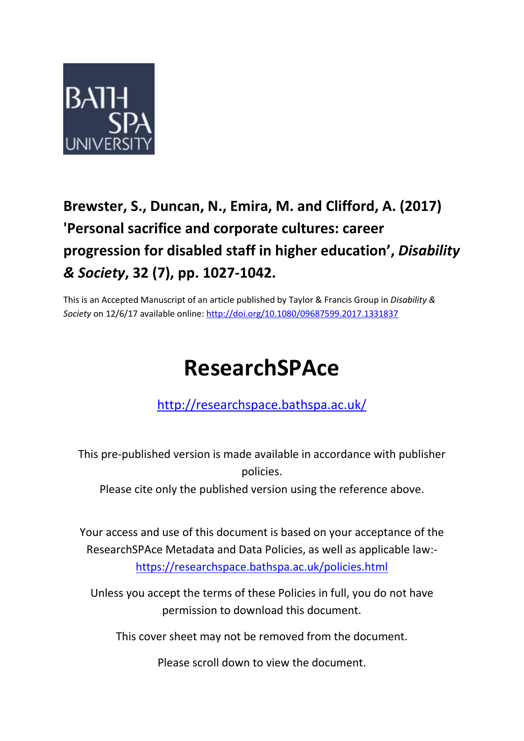**Brewster, S., Duncan, N., Emira, M. and Clifford, A. (2017) 'Personal sacrifice and corporate cultures: career progression for disabled staff in higher education', *Disability & Society*, 32 (7), pp. 1027-1042.**

This is an Accepted Manuscript of an article published by Taylor & Francis Group in *Disability & Society* on 12/6/17 available online: http://doi.org/10.1080/09687599.2017.1331837

# ResearchSPAce

http://researchspace.bathspa.ac.uk/

This pre-published version is made available in accordance with publisher policies.

Please cite only the published version using the reference above.

Your access and use of this document is based on your acceptance of the ResearchSPAce Metadata and Data Policies, as well as applicable law:- https://researchspace.bathspa.ac.uk/policies.html

Unless you accept the terms of these Policies in full, you do not have permission to download this document.

This cover sheet may not be removed from the document.

Please scroll down to view the document.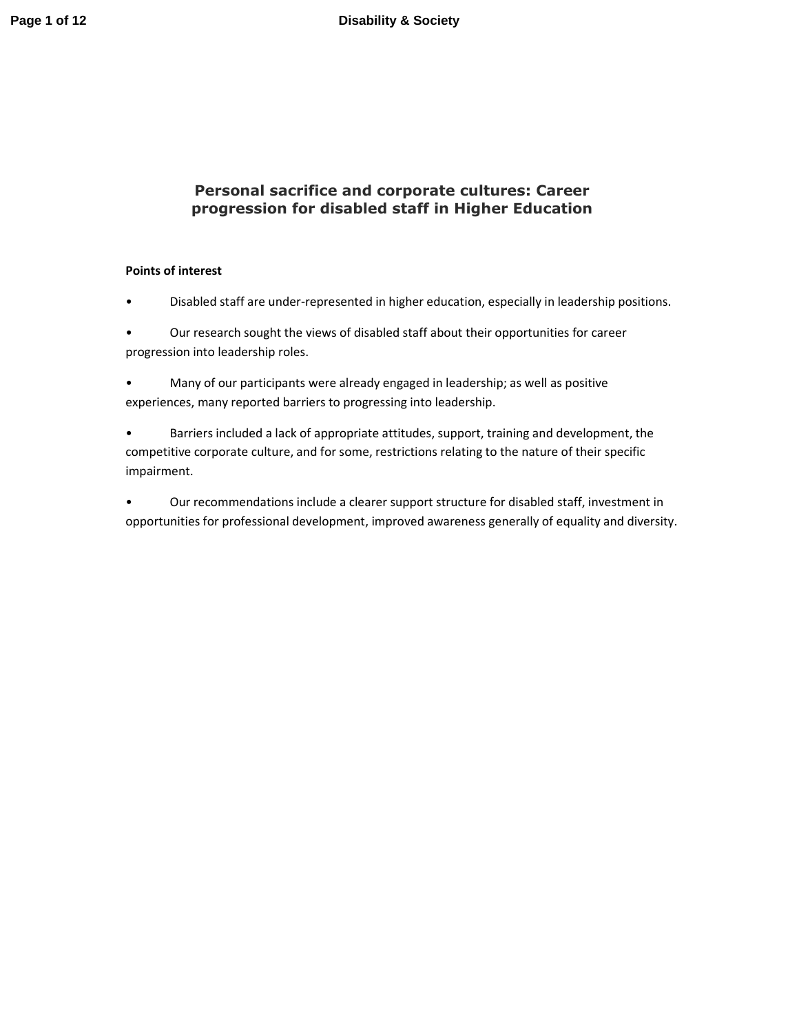# Personal sacrifice and corporate cultures: Career progression for disabled staff in Higher Education

**Points of interest**

- Disabled staff are under-represented in higher education, especially in leadership positions.
- Our research sought the views of disabled staff about their opportunities for career progression into leadership roles.
- Many of our participants were already engaged in leadership; as well as positive experiences, many reported barriers to progressing into leadership.
- Barriers included a lack of appropriate attitudes, support, training and development, the competitive corporate culture, and for some, restrictions relating to the nature of their specific impairment.
- Our recommendations include a clearer support structure for disabled staff, investment in opportunities for professional development, improved awareness generally of equality and diversity.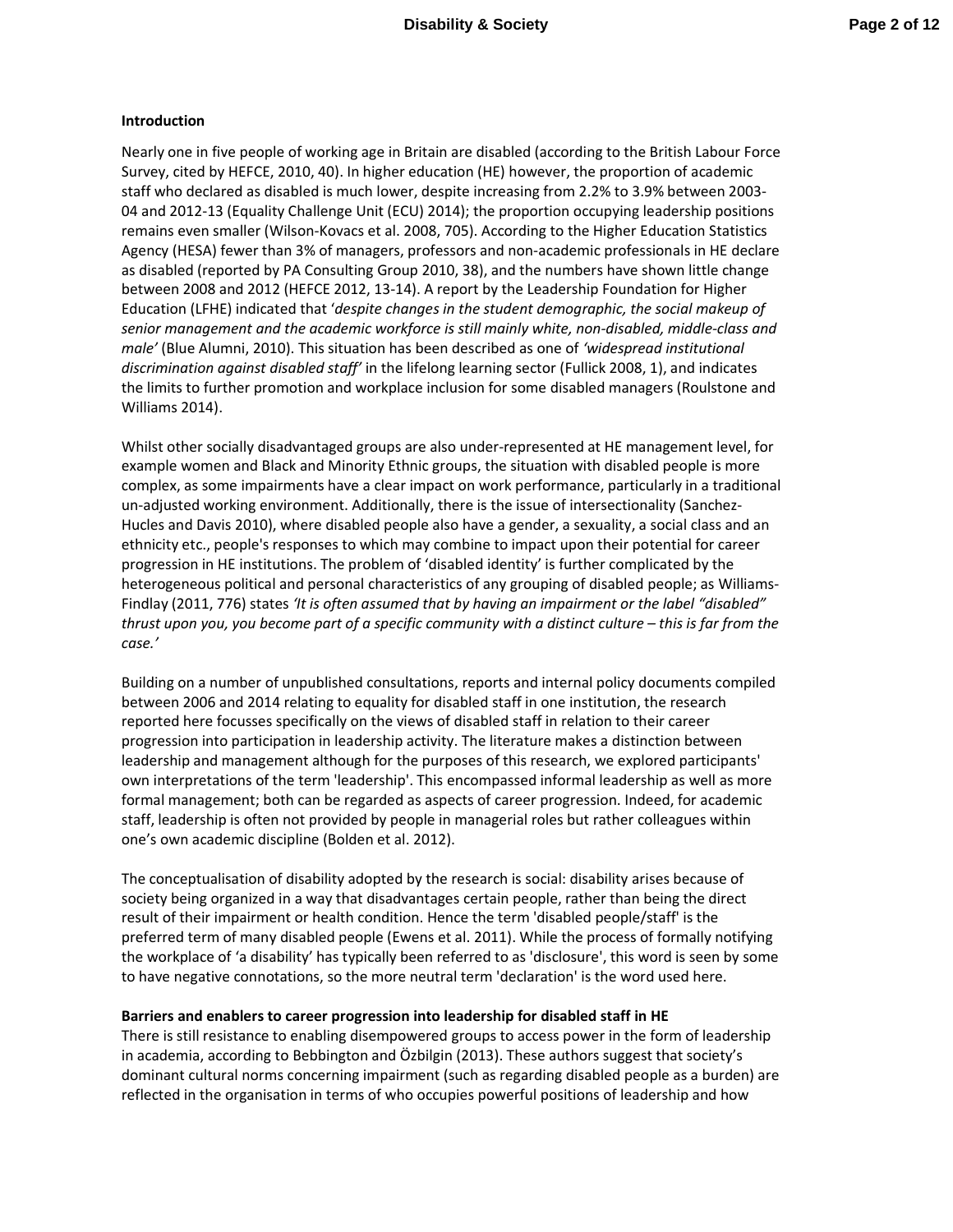**Introduction**

Nearly one in five people of working age in Britain are disabled (according to the British Labour Force Survey, cited by HEFCE, 2010, 40). In higher education (HE) however, the proportion of academic staff who declared as disabled is much lower, despite increasing from 2.2% to 3.9% between 2003-04 and 2012-13 (Equality Challenge Unit (ECU) 2014); the proportion occupying leadership positions remains even smaller (Wilson-Kovacs et al. 2008, 705). According to the Higher Education Statistics Agency (HESA) fewer than 3% of managers, professors and non-academic professionals in HE declare as disabled (reported by PA Consulting Group 2010, 38), and the numbers have shown little change between 2008 and 2012 (HEFCE 2012, 13-14). A report by the Leadership Foundation for Higher Education (LFHE) indicated that '*despite changes in the student demographic, the social makeup of senior management and the academic workforce is still mainly white, non-disabled, middle-class and male'* (Blue Alumni, 2010). This situation has been described as one of *'widespread institutional discrimination against disabled staff'* in the lifelong learning sector (Fullick 2008, 1), and indicates the limits to further promotion and workplace inclusion for some disabled managers (Roulstone and Williams 2014).

Whilst other socially disadvantaged groups are also under-represented at HE management level, for example women and Black and Minority Ethnic groups, the situation with disabled people is more complex, as some impairments have a clear impact on work performance, particularly in a traditional un-adjusted working environment. Additionally, there is the issue of intersectionality (Sanchez-Hucles and Davis 2010), where disabled people also have a gender, a sexuality, a social class and an ethnicity etc., people's responses to which may combine to impact upon their potential for career progression in HE institutions. The problem of 'disabled identity' is further complicated by the heterogeneous political and personal characteristics of any grouping of disabled people; as Williams-Findlay (2011, 776) states *'It is often assumed that by having an impairment or the label "disabled" thrust upon you, you become part of a specific community with a distinct culture – this is far from the case.'*

Building on a number of unpublished consultations, reports and internal policy documents compiled between 2006 and 2014 relating to equality for disabled staff in one institution, the research reported here focusses specifically on the views of disabled staff in relation to their career progression into participation in leadership activity. The literature makes a distinction between leadership and management although for the purposes of this research, we explored participants' own interpretations of the term 'leadership'. This encompassed informal leadership as well as more formal management; both can be regarded as aspects of career progression. Indeed, for academic staff, leadership is often not provided by people in managerial roles but rather colleagues within one's own academic discipline (Bolden et al. 2012).

The conceptualisation of disability adopted by the research is social: disability arises because of society being organized in a way that disadvantages certain people, rather than being the direct result of their impairment or health condition. Hence the term 'disabled people/staff' is the preferred term of many disabled people (Ewens et al. 2011). While the process of formally notifying the workplace of 'a disability' has typically been referred to as 'disclosure', this word is seen by some to have negative connotations, so the more neutral term 'declaration' is the word used here.

**Barriers and enablers to career progression into leadership for disabled staff in HE**

There is still resistance to enabling disempowered groups to access power in the form of leadership in academia, according to Bebbington and Özbilgin (2013). These authors suggest that society's dominant cultural norms concerning impairment (such as regarding disabled people as a burden) are reflected in the organisation in terms of who occupies powerful positions of leadership and how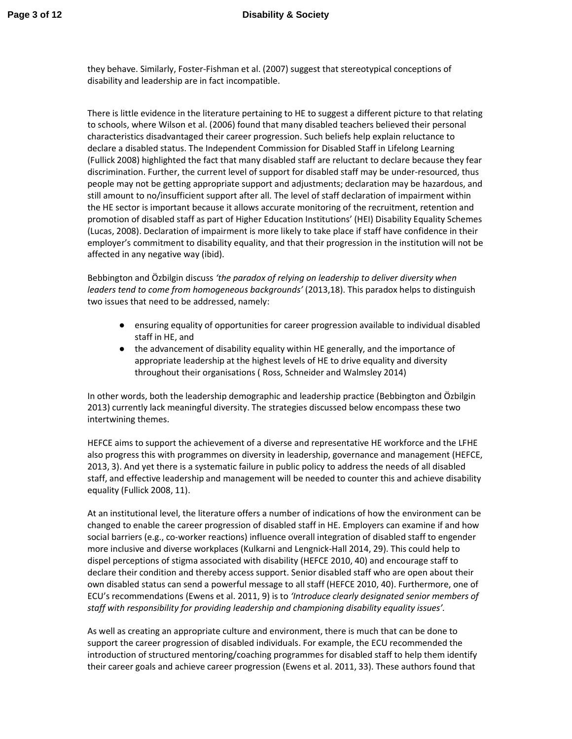they behave. Similarly, Foster-Fishman et al. (2007) suggest that stereotypical conceptions of disability and leadership are in fact incompatible.

There is little evidence in the literature pertaining to HE to suggest a different picture to that relating to schools, where Wilson et al. (2006) found that many disabled teachers believed their personal characteristics disadvantaged their career progression. Such beliefs help explain reluctance to declare a disabled status. The Independent Commission for Disabled Staff in Lifelong Learning (Fullick 2008) highlighted the fact that many disabled staff are reluctant to declare because they fear discrimination. Further, the current level of support for disabled staff may be under-resourced, thus people may not be getting appropriate support and adjustments; declaration may be hazardous, and still amount to no/insufficient support after all. The level of staff declaration of impairment within the HE sector is important because it allows accurate monitoring of the recruitment, retention and promotion of disabled staff as part of Higher Education Institutions' (HEI) Disability Equality Schemes (Lucas, 2008). Declaration of impairment is more likely to take place if staff have confidence in their employer's commitment to disability equality, and that their progression in the institution will not be affected in any negative way (ibid).

Bebbington and Özbilgin discuss *'the paradox of relying on leadership to deliver diversity when leaders tend to come from homogeneous backgrounds'* (2013,18). This paradox helps to distinguish two issues that need to be addressed, namely:

- ensuring equality of opportunities for career progression available to individual disabled staff in HE, and
- the advancement of disability equality within HE generally, and the importance of appropriate leadership at the highest levels of HE to drive equality and diversity throughout their organisations ( Ross, Schneider and Walmsley 2014)

In other words, both the leadership demographic and leadership practice (Bebbington and Özbilgin 2013) currently lack meaningful diversity. The strategies discussed below encompass these two intertwining themes.

HEFCE aims to support the achievement of a diverse and representative HE workforce and the LFHE also progress this with programmes on diversity in leadership, governance and management (HEFCE, 2013, 3). And yet there is a systematic failure in public policy to address the needs of all disabled staff, and effective leadership and management will be needed to counter this and achieve disability equality (Fullick 2008, 11).

At an institutional level, the literature offers a number of indications of how the environment can be changed to enable the career progression of disabled staff in HE. Employers can examine if and how social barriers (e.g., co-worker reactions) influence overall integration of disabled staff to engender more inclusive and diverse workplaces (Kulkarni and Lengnick-Hall 2014, 29). This could help to dispel perceptions of stigma associated with disability (HEFCE 2010, 40) and encourage staff to declare their condition and thereby access support. Senior disabled staff who are open about their own disabled status can send a powerful message to all staff (HEFCE 2010, 40). Furthermore, one of ECU's recommendations (Ewens et al. 2011, 9) is to *'Introduce clearly designated senior members of staff with responsibility for providing leadership and championing disability equality issues'.*

As well as creating an appropriate culture and environment, there is much that can be done to support the career progression of disabled individuals. For example, the ECU recommended the introduction of structured mentoring/coaching programmes for disabled staff to help them identify their career goals and achieve career progression (Ewens et al. 2011, 33). These authors found that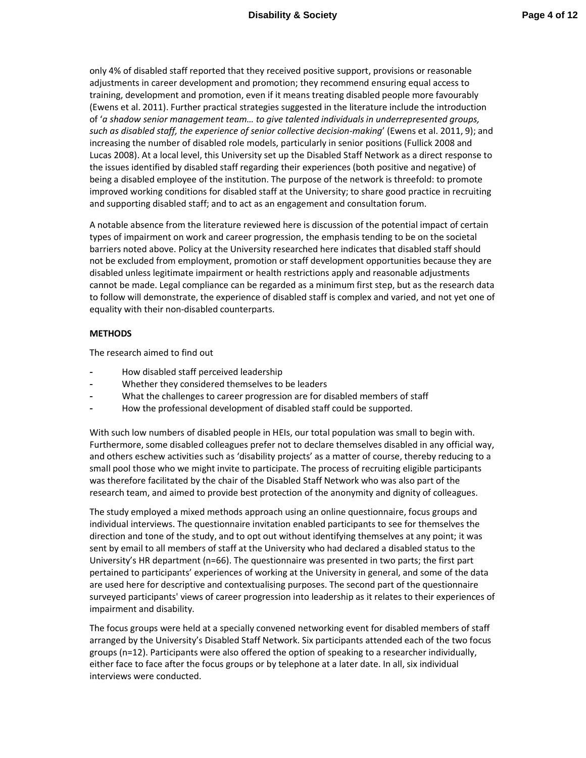only 4% of disabled staff reported that they received positive support, provisions or reasonable adjustments in career development and promotion; they recommend ensuring equal access to training, development and promotion, even if it means treating disabled people more favourably (Ewens et al. 2011). Further practical strategies suggested in the literature include the introduction of '*a shadow senior management team… to give talented individuals in underrepresented groups, such as disabled staff, the experience of senior collective decision-making*' (Ewens et al. 2011, 9); and increasing the number of disabled role models, particularly in senior positions (Fullick 2008 and Lucas 2008). At a local level, this University set up the Disabled Staff Network as a direct response to the issues identified by disabled staff regarding their experiences (both positive and negative) of being a disabled employee of the institution. The purpose of the network is threefold: to promote improved working conditions for disabled staff at the University; to share good practice in recruiting and supporting disabled staff; and to act as an engagement and consultation forum.

A notable absence from the literature reviewed here is discussion of the potential impact of certain types of impairment on work and career progression, the emphasis tending to be on the societal barriers noted above. Policy at the University researched here indicates that disabled staff should not be excluded from employment, promotion or staff development opportunities because they are disabled unless legitimate impairment or health restrictions apply and reasonable adjustments cannot be made. Legal compliance can be regarded as a minimum first step, but as the research data to follow will demonstrate, the experience of disabled staff is complex and varied, and not yet one of equality with their non-disabled counterparts.

**METHODS**

The research aimed to find out

- How disabled staff perceived leadership
- Whether they considered themselves to be leaders
- What the challenges to career progression are for disabled members of staff
- How the professional development of disabled staff could be supported.

With such low numbers of disabled people in HEIs, our total population was small to begin with. Furthermore, some disabled colleagues prefer not to declare themselves disabled in any official way, and others eschew activities such as 'disability projects' as a matter of course, thereby reducing to a small pool those who we might invite to participate. The process of recruiting eligible participants was therefore facilitated by the chair of the Disabled Staff Network who was also part of the research team, and aimed to provide best protection of the anonymity and dignity of colleagues.

The study employed a mixed methods approach using an online questionnaire, focus groups and individual interviews. The questionnaire invitation enabled participants to see for themselves the direction and tone of the study, and to opt out without identifying themselves at any point; it was sent by email to all members of staff at the University who had declared a disabled status to the University's HR department (n=66). The questionnaire was presented in two parts; the first part pertained to participants' experiences of working at the University in general, and some of the data are used here for descriptive and contextualising purposes. The second part of the questionnaire surveyed participants' views of career progression into leadership as it relates to their experiences of impairment and disability.

The focus groups were held at a specially convened networking event for disabled members of staff arranged by the University's Disabled Staff Network. Six participants attended each of the two focus groups (n=12). Participants were also offered the option of speaking to a researcher individually, either face to face after the focus groups or by telephone at a later date. In all, six individual interviews were conducted.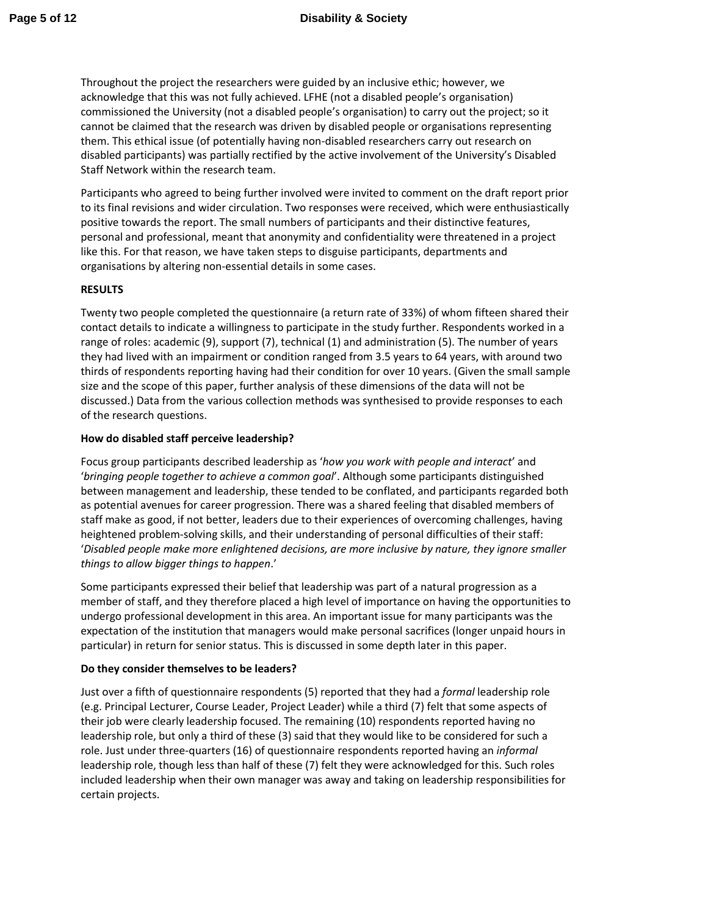Throughout the project the researchers were guided by an inclusive ethic; however, we acknowledge that this was not fully achieved. LFHE (not a disabled people's organisation) commissioned the University (not a disabled people's organisation) to carry out the project; so it cannot be claimed that the research was driven by disabled people or organisations representing them. This ethical issue (of potentially having non-disabled researchers carry out research on disabled participants) was partially rectified by the active involvement of the University's Disabled Staff Network within the research team.

Participants who agreed to being further involved were invited to comment on the draft report prior to its final revisions and wider circulation. Two responses were received, which were enthusiastically positive towards the report. The small numbers of participants and their distinctive features, personal and professional, meant that anonymity and confidentiality were threatened in a project like this. For that reason, we have taken steps to disguise participants, departments and organisations by altering non-essential details in some cases.

## RESULTS

Twenty two people completed the questionnaire (a return rate of 33%) of whom fifteen shared their contact details to indicate a willingness to participate in the study further. Respondents worked in a range of roles: academic (9), support (7), technical (1) and administration (5). The number of years they had lived with an impairment or condition ranged from 3.5 years to 64 years, with around two thirds of respondents reporting having had their condition for over 10 years. (Given the small sample size and the scope of this paper, further analysis of these dimensions of the data will not be discussed.) Data from the various collection methods was synthesised to provide responses to each of the research questions.

### How do disabled staff perceive leadership?

Focus group participants described leadership as '*how you work with people and interact*' and '*bringing people together to achieve a common goal*'. Although some participants distinguished between management and leadership, these tended to be conflated, and participants regarded both as potential avenues for career progression. There was a shared feeling that disabled members of staff make as good, if not better, leaders due to their experiences of overcoming challenges, having heightened problem-solving skills, and their understanding of personal difficulties of their staff: '*Disabled people make more enlightened decisions, are more inclusive by nature, they ignore smaller things to allow bigger things to happen*.'

Some participants expressed their belief that leadership was part of a natural progression as a member of staff, and they therefore placed a high level of importance on having the opportunities to undergo professional development in this area. An important issue for many participants was the expectation of the institution that managers would make personal sacrifices (longer unpaid hours in particular) in return for senior status. This is discussed in some depth later in this paper.

### Do they consider themselves to be leaders?

Just over a fifth of questionnaire respondents (5) reported that they had a *formal* leadership role (e.g. Principal Lecturer, Course Leader, Project Leader) while a third (7) felt that some aspects of their job were clearly leadership focused. The remaining (10) respondents reported having no leadership role, but only a third of these (3) said that they would like to be considered for such a role. Just under three-quarters (16) of questionnaire respondents reported having an *informal* leadership role, though less than half of these (7) felt they were acknowledged for this. Such roles included leadership when their own manager was away and taking on leadership responsibilities for certain projects.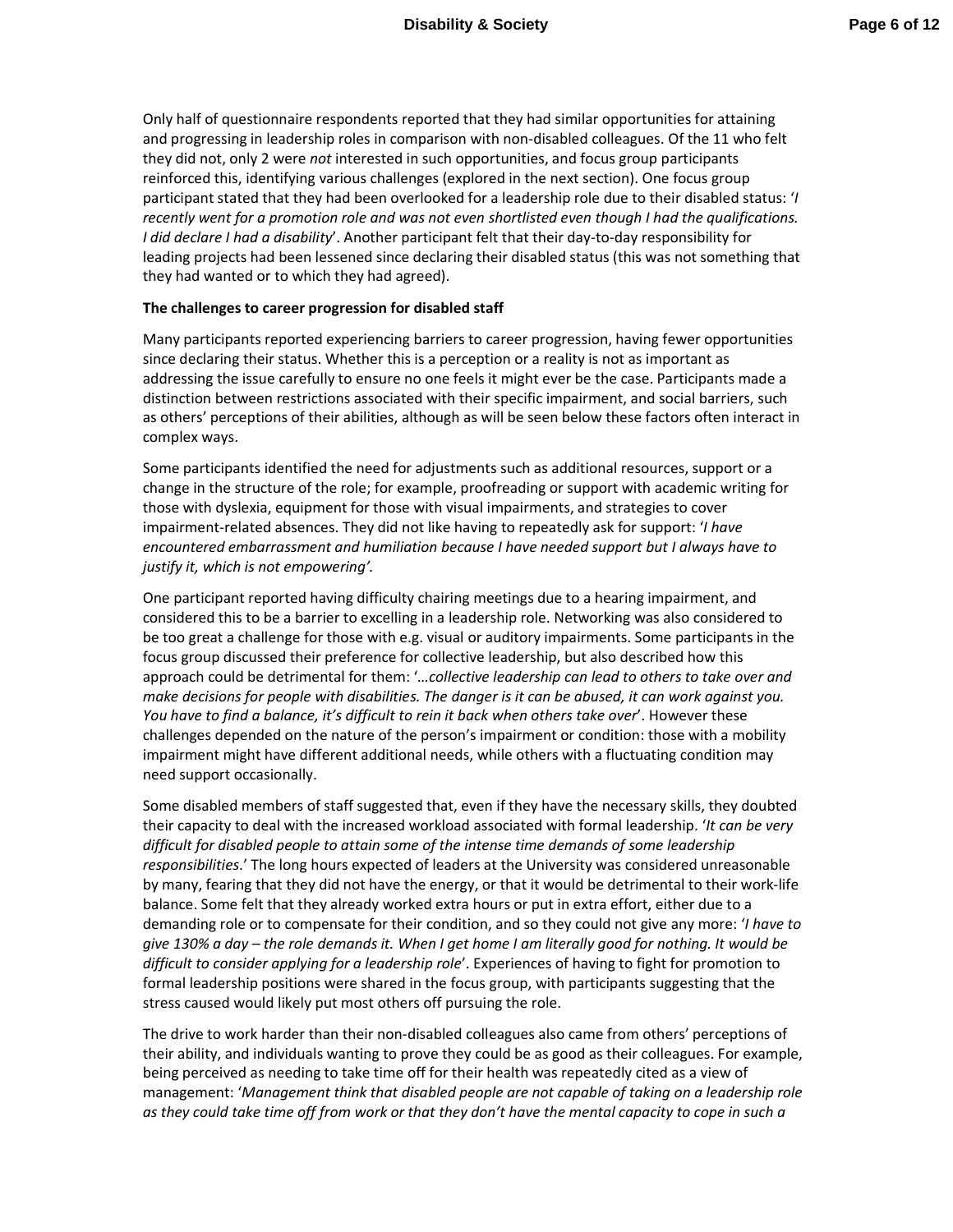Only half of questionnaire respondents reported that they had similar opportunities for attaining and progressing in leadership roles in comparison with non-disabled colleagues. Of the 11 who felt they did not, only 2 were *not* interested in such opportunities, and focus group participants reinforced this, identifying various challenges (explored in the next section). One focus group participant stated that they had been overlooked for a leadership role due to their disabled status: '*I recently went for a promotion role and was not even shortlisted even though I had the qualifications. I did declare I had a disability*'. Another participant felt that their day-to-day responsibility for leading projects had been lessened since declaring their disabled status (this was not something that they had wanted or to which they had agreed).

**The challenges to career progression for disabled staff**

Many participants reported experiencing barriers to career progression, having fewer opportunities since declaring their status. Whether this is a perception or a reality is not as important as addressing the issue carefully to ensure no one feels it might ever be the case. Participants made a distinction between restrictions associated with their specific impairment, and social barriers, such as others' perceptions of their abilities, although as will be seen below these factors often interact in complex ways.

Some participants identified the need for adjustments such as additional resources, support or a change in the structure of the role; for example, proofreading or support with academic writing for those with dyslexia, equipment for those with visual impairments, and strategies to cover impairment-related absences. They did not like having to repeatedly ask for support: '*I have encountered embarrassment and humiliation because I have needed support but I always have to justify it, which is not empowering'.*

One participant reported having difficulty chairing meetings due to a hearing impairment, and considered this to be a barrier to excelling in a leadership role. Networking was also considered to be too great a challenge for those with e.g. visual or auditory impairments. Some participants in the focus group discussed their preference for collective leadership, but also described how this approach could be detrimental for them: '*…collective leadership can lead to others to take over and make decisions for people with disabilities. The danger is it can be abused, it can work against you. You have to find a balance, it's difficult to rein it back when others take over*'. However these challenges depended on the nature of the person's impairment or condition: those with a mobility impairment might have different additional needs, while others with a fluctuating condition may need support occasionally.

Some disabled members of staff suggested that, even if they have the necessary skills, they doubted their capacity to deal with the increased workload associated with formal leadership. '*It can be very difficult for disabled people to attain some of the intense time demands of some leadership responsibilities*.' The long hours expected of leaders at the University was considered unreasonable by many, fearing that they did not have the energy, or that it would be detrimental to their work-life balance. Some felt that they already worked extra hours or put in extra effort, either due to a demanding role or to compensate for their condition, and so they could not give any more: '*I have to give 130% a day – the role demands it. When I get home I am literally good for nothing. It would be difficult to consider applying for a leadership role*'. Experiences of having to fight for promotion to formal leadership positions were shared in the focus group, with participants suggesting that the stress caused would likely put most others off pursuing the role.

The drive to work harder than their non-disabled colleagues also came from others' perceptions of their ability, and individuals wanting to prove they could be as good as their colleagues. For example, being perceived as needing to take time off for their health was repeatedly cited as a view of management: '*Management think that disabled people are not capable of taking on a leadership role as they could take time off from work or that they don't have the mental capacity to cope in such a*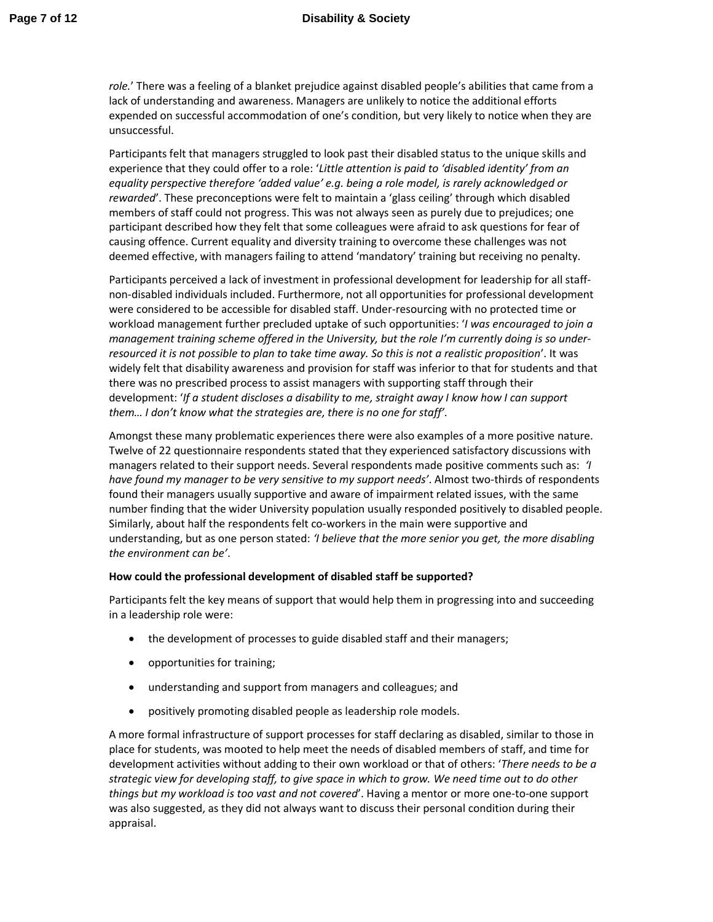*role.*' There was a feeling of a blanket prejudice against disabled people's abilities that came from a lack of understanding and awareness. Managers are unlikely to notice the additional efforts expended on successful accommodation of one's condition, but very likely to notice when they are unsuccessful.

Participants felt that managers struggled to look past their disabled status to the unique skills and experience that they could offer to a role: '*Little attention is paid to 'disabled identity' from an equality perspective therefore 'added value' e.g. being a role model, is rarely acknowledged or rewarded*'. These preconceptions were felt to maintain a 'glass ceiling' through which disabled members of staff could not progress. This was not always seen as purely due to prejudices; one participant described how they felt that some colleagues were afraid to ask questions for fear of causing offence. Current equality and diversity training to overcome these challenges was not deemed effective, with managers failing to attend 'mandatory' training but receiving no penalty.

Participants perceived a lack of investment in professional development for leadership for all staff-non-disabled individuals included. Furthermore, not all opportunities for professional development were considered to be accessible for disabled staff. Under-resourcing with no protected time or workload management further precluded uptake of such opportunities: '*I was encouraged to join a management training scheme offered in the University, but the role I'm currently doing is so under-resourced it is not possible to plan to take time away. So this is not a realistic proposition*'. It was widely felt that disability awareness and provision for staff was inferior to that for students and that there was no prescribed process to assist managers with supporting staff through their development: '*If a student discloses a disability to me, straight away I know how I can support them… I don't know what the strategies are, there is no one for staff'*.

Amongst these many problematic experiences there were also examples of a more positive nature. Twelve of 22 questionnaire respondents stated that they experienced satisfactory discussions with managers related to their support needs. Several respondents made positive comments such as: *'I have found my manager to be very sensitive to my support needs'*. Almost two-thirds of respondents found their managers usually supportive and aware of impairment related issues, with the same number finding that the wider University population usually responded positively to disabled people. Similarly, about half the respondents felt co-workers in the main were supportive and understanding, but as one person stated: *'I believe that the more senior you get, the more disabling the environment can be'*.

**How could the professional development of disabled staff be supported?**

Participants felt the key means of support that would help them in progressing into and succeeding in a leadership role were:

- the development of processes to guide disabled staff and their managers;
- opportunities for training;
- understanding and support from managers and colleagues; and
- positively promoting disabled people as leadership role models.

A more formal infrastructure of support processes for staff declaring as disabled, similar to those in place for students, was mooted to help meet the needs of disabled members of staff, and time for development activities without adding to their own workload or that of others: '*There needs to be a strategic view for developing staff, to give space in which to grow. We need time out to do other things but my workload is too vast and not covered*'. Having a mentor or more one-to-one support was also suggested, as they did not always want to discuss their personal condition during their appraisal.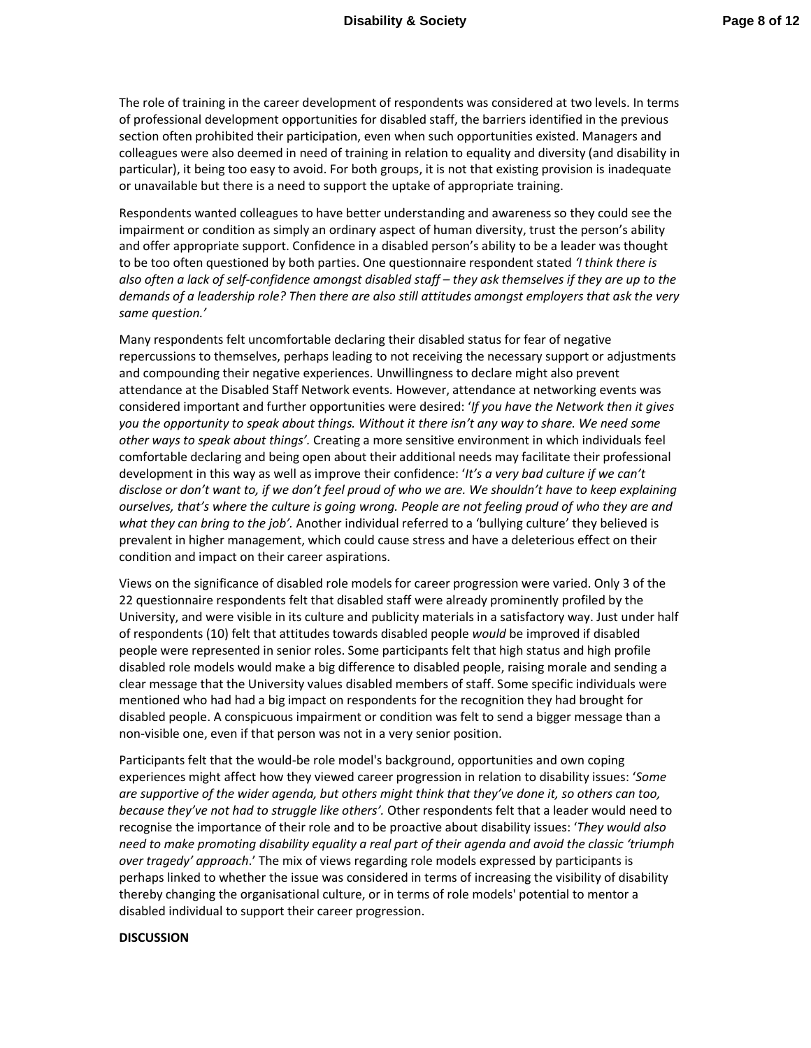The role of training in the career development of respondents was considered at two levels. In terms of professional development opportunities for disabled staff, the barriers identified in the previous section often prohibited their participation, even when such opportunities existed. Managers and colleagues were also deemed in need of training in relation to equality and diversity (and disability in particular), it being too easy to avoid. For both groups, it is not that existing provision is inadequate or unavailable but there is a need to support the uptake of appropriate training.

Respondents wanted colleagues to have better understanding and awareness so they could see the impairment or condition as simply an ordinary aspect of human diversity, trust the person's ability and offer appropriate support. Confidence in a disabled person's ability to be a leader was thought to be too often questioned by both parties. One questionnaire respondent stated *'I think there is also often a lack of self-confidence amongst disabled staff – they ask themselves if they are up to the demands of a leadership role? Then there are also still attitudes amongst employers that ask the very same question.'*

Many respondents felt uncomfortable declaring their disabled status for fear of negative repercussions to themselves, perhaps leading to not receiving the necessary support or adjustments and compounding their negative experiences. Unwillingness to declare might also prevent attendance at the Disabled Staff Network events. However, attendance at networking events was considered important and further opportunities were desired: '*If you have the Network then it gives you the opportunity to speak about things. Without it there isn't any way to share. We need some other ways to speak about things'.* Creating a more sensitive environment in which individuals feel comfortable declaring and being open about their additional needs may facilitate their professional development in this way as well as improve their confidence: '*It's a very bad culture if we can't disclose or don't want to, if we don't feel proud of who we are. We shouldn't have to keep explaining ourselves, that's where the culture is going wrong. People are not feeling proud of who they are and what they can bring to the job'.* Another individual referred to a 'bullying culture' they believed is prevalent in higher management, which could cause stress and have a deleterious effect on their condition and impact on their career aspirations.

Views on the significance of disabled role models for career progression were varied. Only 3 of the 22 questionnaire respondents felt that disabled staff were already prominently profiled by the University, and were visible in its culture and publicity materials in a satisfactory way. Just under half of respondents (10) felt that attitudes towards disabled people *would* be improved if disabled people were represented in senior roles. Some participants felt that high status and high profile disabled role models would make a big difference to disabled people, raising morale and sending a clear message that the University values disabled members of staff. Some specific individuals were mentioned who had had a big impact on respondents for the recognition they had brought for disabled people. A conspicuous impairment or condition was felt to send a bigger message than a non-visible one, even if that person was not in a very senior position.

Participants felt that the would-be role model's background, opportunities and own coping experiences might affect how they viewed career progression in relation to disability issues: '*Some are supportive of the wider agenda, but others might think that they've done it, so others can too, because they've not had to struggle like others'.* Other respondents felt that a leader would need to recognise the importance of their role and to be proactive about disability issues: '*They would also need to make promoting disability equality a real part of their agenda and avoid the classic 'triumph over tragedy' approach*.' The mix of views regarding role models expressed by participants is perhaps linked to whether the issue was considered in terms of increasing the visibility of disability thereby changing the organisational culture, or in terms of role models' potential to mentor a disabled individual to support their career progression.

## DISCUSSION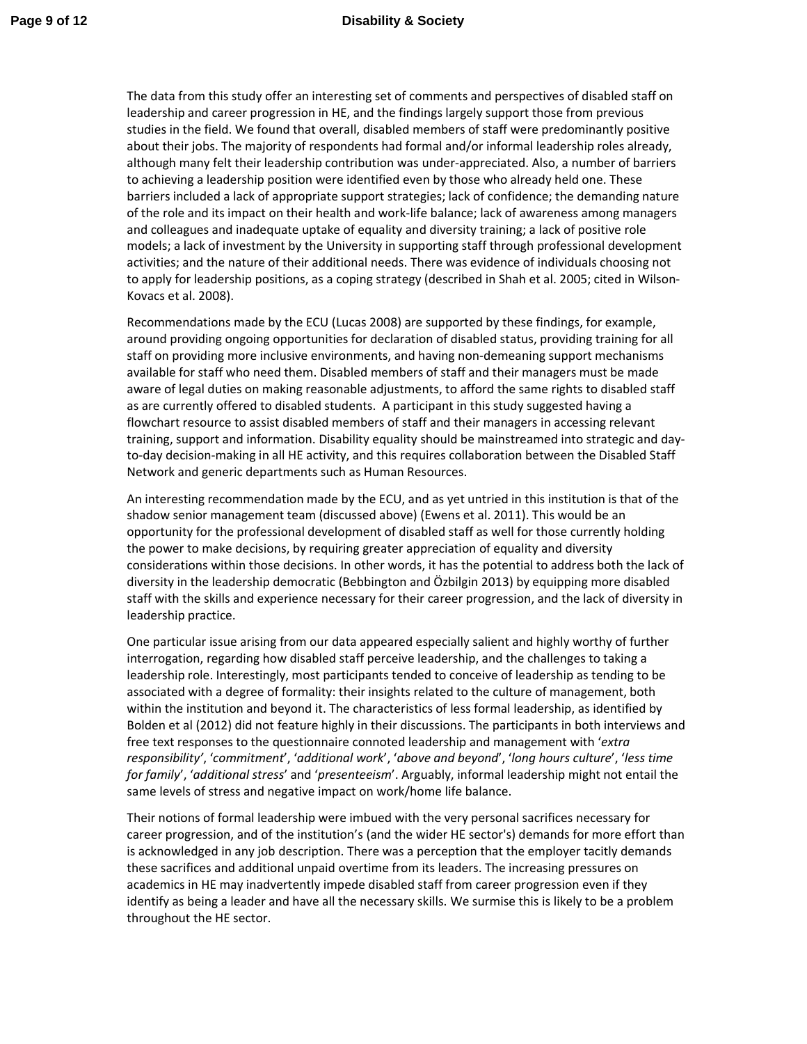The data from this study offer an interesting set of comments and perspectives of disabled staff on leadership and career progression in HE, and the findings largely support those from previous studies in the field. We found that overall, disabled members of staff were predominantly positive about their jobs. The majority of respondents had formal and/or informal leadership roles already, although many felt their leadership contribution was under-appreciated. Also, a number of barriers to achieving a leadership position were identified even by those who already held one. These barriers included a lack of appropriate support strategies; lack of confidence; the demanding nature of the role and its impact on their health and work-life balance; lack of awareness among managers and colleagues and inadequate uptake of equality and diversity training; a lack of positive role models; a lack of investment by the University in supporting staff through professional development activities; and the nature of their additional needs. There was evidence of individuals choosing not to apply for leadership positions, as a coping strategy (described in Shah et al. 2005; cited in Wilson-Kovacs et al. 2008).

Recommendations made by the ECU (Lucas 2008) are supported by these findings, for example, around providing ongoing opportunities for declaration of disabled status, providing training for all staff on providing more inclusive environments, and having non-demeaning support mechanisms available for staff who need them. Disabled members of staff and their managers must be made aware of legal duties on making reasonable adjustments, to afford the same rights to disabled staff as are currently offered to disabled students. A participant in this study suggested having a flowchart resource to assist disabled members of staff and their managers in accessing relevant training, support and information. Disability equality should be mainstreamed into strategic and day-to-day decision-making in all HE activity, and this requires collaboration between the Disabled Staff Network and generic departments such as Human Resources.

An interesting recommendation made by the ECU, and as yet untried in this institution is that of the shadow senior management team (discussed above) (Ewens et al. 2011). This would be an opportunity for the professional development of disabled staff as well for those currently holding the power to make decisions, by requiring greater appreciation of equality and diversity considerations within those decisions. In other words, it has the potential to address both the lack of diversity in the leadership democratic (Bebbington and Özbilgin 2013) by equipping more disabled staff with the skills and experience necessary for their career progression, and the lack of diversity in leadership practice.

One particular issue arising from our data appeared especially salient and highly worthy of further interrogation, regarding how disabled staff perceive leadership, and the challenges to taking a leadership role. Interestingly, most participants tended to conceive of leadership as tending to be associated with a degree of formality: their insights related to the culture of management, both within the institution and beyond it. The characteristics of less formal leadership, as identified by Bolden et al (2012) did not feature highly in their discussions. The participants in both interviews and free text responses to the questionnaire connoted leadership and management with '*extra responsibility*', '*commitment*', '*additional work*', '*above and beyond*', '*long hours culture*', '*less time for family*', '*additional stress*' and '*presenteeism*'. Arguably, informal leadership might not entail the same levels of stress and negative impact on work/home life balance.

Their notions of formal leadership were imbued with the very personal sacrifices necessary for career progression, and of the institution's (and the wider HE sector's) demands for more effort than is acknowledged in any job description. There was a perception that the employer tacitly demands these sacrifices and additional unpaid overtime from its leaders. The increasing pressures on academics in HE may inadvertently impede disabled staff from career progression even if they identify as being a leader and have all the necessary skills. We surmise this is likely to be a problem throughout the HE sector.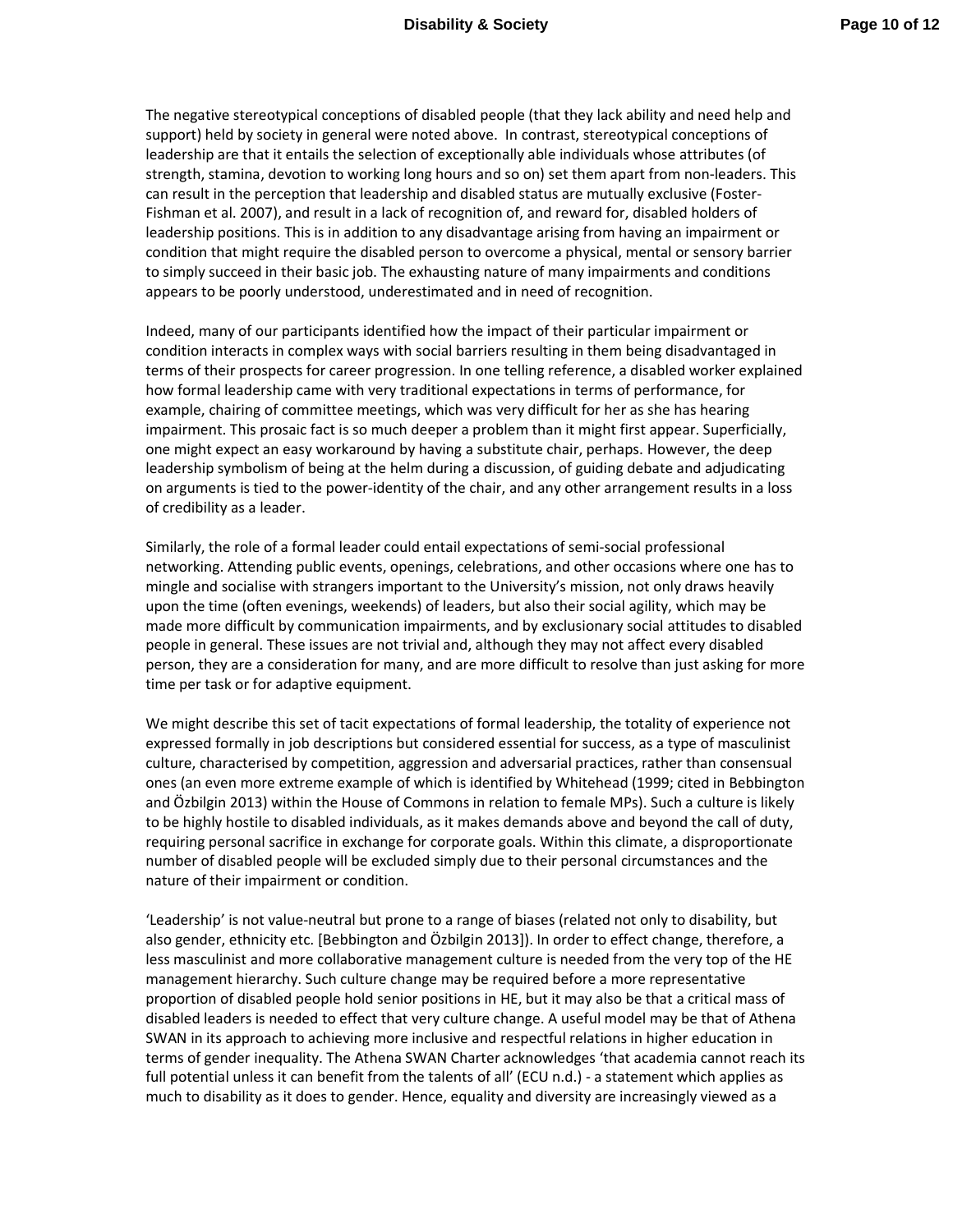The negative stereotypical conceptions of disabled people (that they lack ability and need help and support) held by society in general were noted above. In contrast, stereotypical conceptions of leadership are that it entails the selection of exceptionally able individuals whose attributes (of strength, stamina, devotion to working long hours and so on) set them apart from non-leaders. This can result in the perception that leadership and disabled status are mutually exclusive (Foster-Fishman et al. 2007), and result in a lack of recognition of, and reward for, disabled holders of leadership positions. This is in addition to any disadvantage arising from having an impairment or condition that might require the disabled person to overcome a physical, mental or sensory barrier to simply succeed in their basic job. The exhausting nature of many impairments and conditions appears to be poorly understood, underestimated and in need of recognition.

Indeed, many of our participants identified how the impact of their particular impairment or condition interacts in complex ways with social barriers resulting in them being disadvantaged in terms of their prospects for career progression. In one telling reference, a disabled worker explained how formal leadership came with very traditional expectations in terms of performance, for example, chairing of committee meetings, which was very difficult for her as she has hearing impairment. This prosaic fact is so much deeper a problem than it might first appear. Superficially, one might expect an easy workaround by having a substitute chair, perhaps. However, the deep leadership symbolism of being at the helm during a discussion, of guiding debate and adjudicating on arguments is tied to the power-identity of the chair, and any other arrangement results in a loss of credibility as a leader.

Similarly, the role of a formal leader could entail expectations of semi-social professional networking. Attending public events, openings, celebrations, and other occasions where one has to mingle and socialise with strangers important to the University's mission, not only draws heavily upon the time (often evenings, weekends) of leaders, but also their social agility, which may be made more difficult by communication impairments, and by exclusionary social attitudes to disabled people in general. These issues are not trivial and, although they may not affect every disabled person, they are a consideration for many, and are more difficult to resolve than just asking for more time per task or for adaptive equipment.

We might describe this set of tacit expectations of formal leadership, the totality of experience not expressed formally in job descriptions but considered essential for success, as a type of masculinist culture, characterised by competition, aggression and adversarial practices, rather than consensual ones (an even more extreme example of which is identified by Whitehead (1999; cited in Bebbington and Özbilgin 2013) within the House of Commons in relation to female MPs). Such a culture is likely to be highly hostile to disabled individuals, as it makes demands above and beyond the call of duty, requiring personal sacrifice in exchange for corporate goals. Within this climate, a disproportionate number of disabled people will be excluded simply due to their personal circumstances and the nature of their impairment or condition.

'Leadership' is not value-neutral but prone to a range of biases (related not only to disability, but also gender, ethnicity etc. [Bebbington and Özbilgin 2013]). In order to effect change, therefore, a less masculinist and more collaborative management culture is needed from the very top of the HE management hierarchy. Such culture change may be required before a more representative proportion of disabled people hold senior positions in HE, but it may also be that a critical mass of disabled leaders is needed to effect that very culture change. A useful model may be that of Athena SWAN in its approach to achieving more inclusive and respectful relations in higher education in terms of gender inequality. The Athena SWAN Charter acknowledges 'that academia cannot reach its full potential unless it can benefit from the talents of all' (ECU n.d.) - a statement which applies as much to disability as it does to gender. Hence, equality and diversity are increasingly viewed as a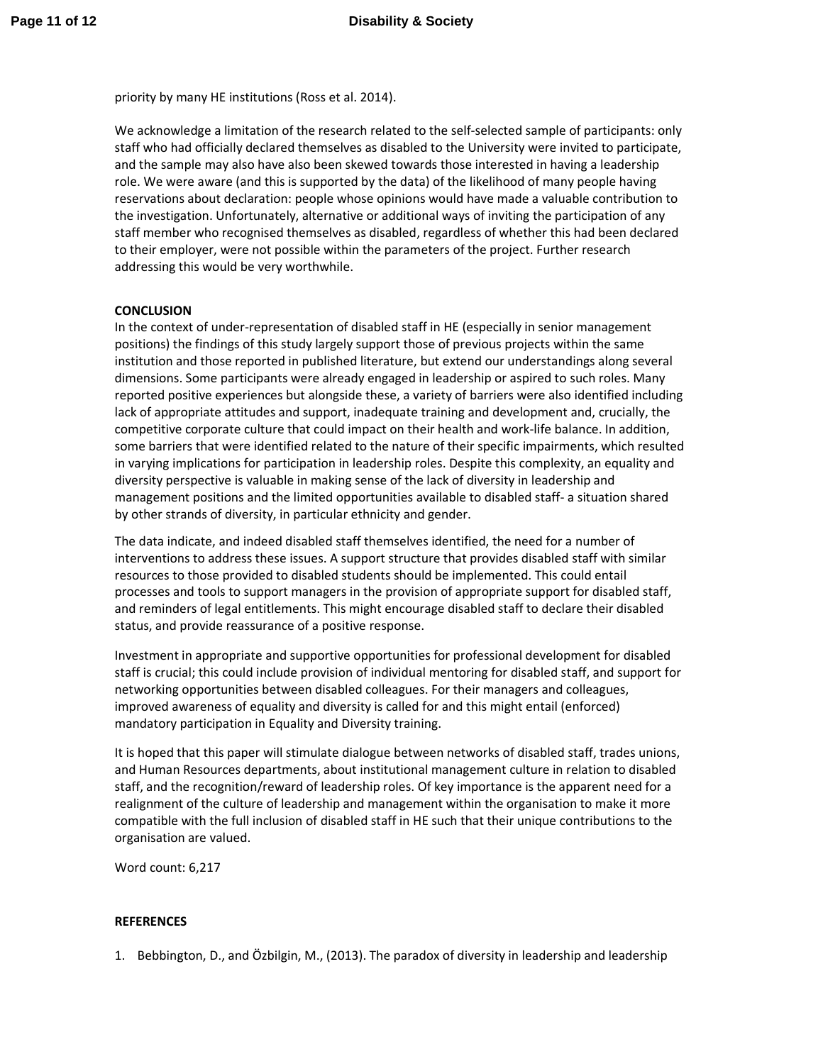priority by many HE institutions (Ross et al. 2014).

We acknowledge a limitation of the research related to the self-selected sample of participants: only staff who had officially declared themselves as disabled to the University were invited to participate, and the sample may also have also been skewed towards those interested in having a leadership role. We were aware (and this is supported by the data) of the likelihood of many people having reservations about declaration: people whose opinions would have made a valuable contribution to the investigation. Unfortunately, alternative or additional ways of inviting the participation of any staff member who recognised themselves as disabled, regardless of whether this had been declared to their employer, were not possible within the parameters of the project. Further research addressing this would be very worthwhile.

## CONCLUSION

In the context of under-representation of disabled staff in HE (especially in senior management positions) the findings of this study largely support those of previous projects within the same institution and those reported in published literature, but extend our understandings along several dimensions. Some participants were already engaged in leadership or aspired to such roles. Many reported positive experiences but alongside these, a variety of barriers were also identified including lack of appropriate attitudes and support, inadequate training and development and, crucially, the competitive corporate culture that could impact on their health and work-life balance. In addition, some barriers that were identified related to the nature of their specific impairments, which resulted in varying implications for participation in leadership roles. Despite this complexity, an equality and diversity perspective is valuable in making sense of the lack of diversity in leadership and management positions and the limited opportunities available to disabled staff- a situation shared by other strands of diversity, in particular ethnicity and gender.

The data indicate, and indeed disabled staff themselves identified, the need for a number of interventions to address these issues. A support structure that provides disabled staff with similar resources to those provided to disabled students should be implemented. This could entail processes and tools to support managers in the provision of appropriate support for disabled staff, and reminders of legal entitlements. This might encourage disabled staff to declare their disabled status, and provide reassurance of a positive response.

Investment in appropriate and supportive opportunities for professional development for disabled staff is crucial; this could include provision of individual mentoring for disabled staff, and support for networking opportunities between disabled colleagues. For their managers and colleagues, improved awareness of equality and diversity is called for and this might entail (enforced) mandatory participation in Equality and Diversity training.

It is hoped that this paper will stimulate dialogue between networks of disabled staff, trades unions, and Human Resources departments, about institutional management culture in relation to disabled staff, and the recognition/reward of leadership roles. Of key importance is the apparent need for a realignment of the culture of leadership and management within the organisation to make it more compatible with the full inclusion of disabled staff in HE such that their unique contributions to the organisation are valued.

Word count: 6,217

## REFERENCES

1. Bebbington, D., and Özbilgin, M., (2013). The paradox of diversity in leadership and leadership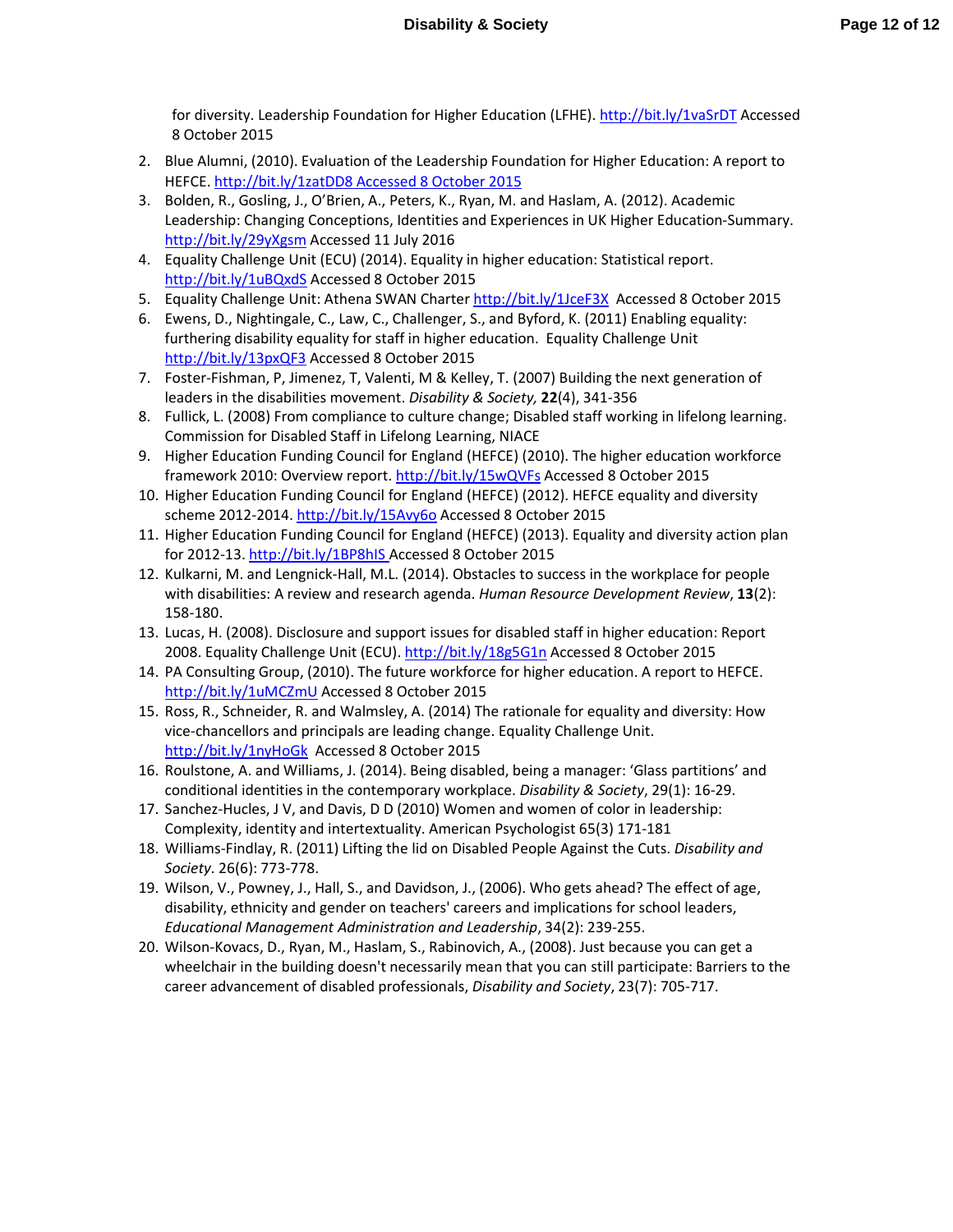for diversity. Leadership Foundation for Higher Education (LFHE). http://bit.ly/1vaSrDT Accessed 8 October 2015

2. Blue Alumni, (2010). Evaluation of the Leadership Foundation for Higher Education: A report to HEFCE. http://bit.ly/1zatDD8 Accessed 8 October 2015
3. Bolden, R., Gosling, J., O'Brien, A., Peters, K., Ryan, M. and Haslam, A. (2012). Academic Leadership: Changing Conceptions, Identities and Experiences in UK Higher Education-Summary. http://bit.ly/29yXgsm Accessed 11 July 2016
4. Equality Challenge Unit (ECU) (2014). Equality in higher education: Statistical report. http://bit.ly/1uBQxdS Accessed 8 October 2015
5. Equality Challenge Unit: Athena SWAN Charter http://bit.ly/1JceF3X Accessed 8 October 2015
6. Ewens, D., Nightingale, C., Law, C., Challenger, S., and Byford, K. (2011) Enabling equality: furthering disability equality for staff in higher education. Equality Challenge Unit http://bit.ly/13pxQF3 Accessed 8 October 2015
7. Foster-Fishman, P, Jimenez, T, Valenti, M & Kelley, T. (2007) Building the next generation of leaders in the disabilities movement. *Disability & Society,* **22**(4), 341-356
8. Fullick, L. (2008) From compliance to culture change; Disabled staff working in lifelong learning. Commission for Disabled Staff in Lifelong Learning, NIACE
9. Higher Education Funding Council for England (HEFCE) (2010). The higher education workforce framework 2010: Overview report. http://bit.ly/15wQVFs Accessed 8 October 2015
10. Higher Education Funding Council for England (HEFCE) (2012). HEFCE equality and diversity scheme 2012-2014. http://bit.ly/15Avy6o Accessed 8 October 2015
11. Higher Education Funding Council for England (HEFCE) (2013). Equality and diversity action plan for 2012-13. http://bit.ly/1BP8hIS Accessed 8 October 2015
12. Kulkarni, M. and Lengnick-Hall, M.L. (2014). Obstacles to success in the workplace for people with disabilities: A review and research agenda. *Human Resource Development Review*, **13**(2): 158-180.
13. Lucas, H. (2008). Disclosure and support issues for disabled staff in higher education: Report 2008. Equality Challenge Unit (ECU). http://bit.ly/18g5G1n Accessed 8 October 2015
14. PA Consulting Group, (2010). The future workforce for higher education. A report to HEFCE. http://bit.ly/1uMCZmU Accessed 8 October 2015
15. Ross, R., Schneider, R. and Walmsley, A. (2014) The rationale for equality and diversity: How vice-chancellors and principals are leading change. Equality Challenge Unit. http://bit.ly/1nyHoGk Accessed 8 October 2015
16. Roulstone, A. and Williams, J. (2014). Being disabled, being a manager: 'Glass partitions' and conditional identities in the contemporary workplace. *Disability & Society*, 29(1): 16-29.
17. Sanchez-Hucles, J V, and Davis, D D (2010) Women and women of color in leadership: Complexity, identity and intertextuality. American Psychologist 65(3) 171-181
18. Williams-Findlay, R. (2011) Lifting the lid on Disabled People Against the Cuts. *Disability and Society*. 26(6): 773-778.
19. Wilson, V., Powney, J., Hall, S., and Davidson, J., (2006). Who gets ahead? The effect of age, disability, ethnicity and gender on teachers' careers and implications for school leaders, *Educational Management Administration and Leadership*, 34(2): 239-255.
20. Wilson-Kovacs, D., Ryan, M., Haslam, S., Rabinovich, A., (2008). Just because you can get a wheelchair in the building doesn't necessarily mean that you can still participate: Barriers to the career advancement of disabled professionals, *Disability and Society*, 23(7): 705-717.